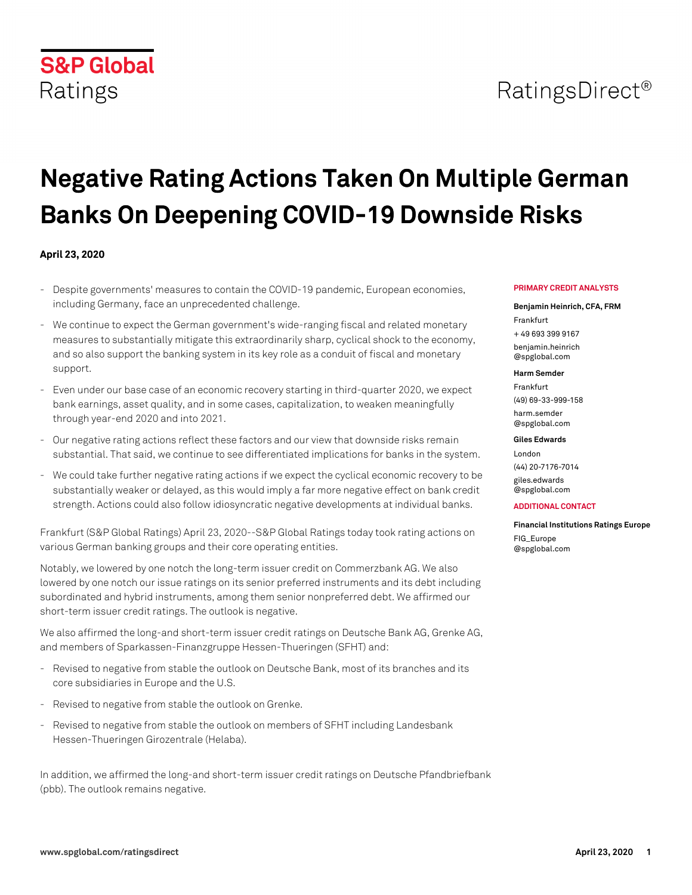S&P Global Ratings

RatingsDirect®

# Negative Rating Actions Taken On Multiple German Banks On Deepening COVID-19 Downside Risks

**April 23, 2020**

- Despite governments' measures to contain the COVID-19 pandemic, European economies, including Germany, face an unprecedented challenge.
- We continue to expect the German government's wide-ranging fiscal and related monetary measures to substantially mitigate this extraordinarily sharp, cyclical shock to the economy, and so also support the banking system in its key role as a conduit of fiscal and monetary support.
- Even under our base case of an economic recovery starting in third-quarter 2020, we expect bank earnings, asset quality, and in some cases, capitalization, to weaken meaningfully through year-end 2020 and into 2021.
- Our negative rating actions reflect these factors and our view that downside risks remain substantial. That said, we continue to see differentiated implications for banks in the system.
- We could take further negative rating actions if we expect the cyclical economic recovery to be substantially weaker or delayed, as this would imply a far more negative effect on bank credit strength. Actions could also follow idiosyncratic negative developments at individual banks.

Frankfurt (S&P Global Ratings) April 23, 2020--S&P Global Ratings today took rating actions on various German banking groups and their core operating entities.

Notably, we lowered by one notch the long-term issuer credit on Commerzbank AG. We also lowered by one notch our issue ratings on its senior preferred instruments and its debt including subordinated and hybrid instruments, among them senior nonpreferred debt. We affirmed our short-term issuer credit ratings. The outlook is negative.

We also affirmed the long-and short-term issuer credit ratings on Deutsche Bank AG, Grenke AG, and members of Sparkassen-Finanzgruppe Hessen-Thueringen (SFHT) and:

- Revised to negative from stable the outlook on Deutsche Bank, most of its branches and its core subsidiaries in Europe and the U.S.
- Revised to negative from stable the outlook on Grenke.
- Revised to negative from stable the outlook on members of SFHT including Landesbank Hessen-Thueringen Girozentrale (Helaba).

In addition, we affirmed the long-and short-term issuer credit ratings on Deutsche Pfandbriefbank (pbb). The outlook remains negative.

**PRIMARY CREDIT ANALYSTS**

**Benjamin Heinrich, CFA, FRM**
Frankfurt
+ 49 693 399 9167
benjamin.heinrich@spglobal.com

**Harm Semder**
Frankfurt
(49) 69-33-999-158
harm.semder@spglobal.com

**Giles Edwards**
London
(44) 20-7176-7014
giles.edwards@spglobal.com

**ADDITIONAL CONTACT**

**Financial Institutions Ratings Europe**
FIG_Europe@spglobal.com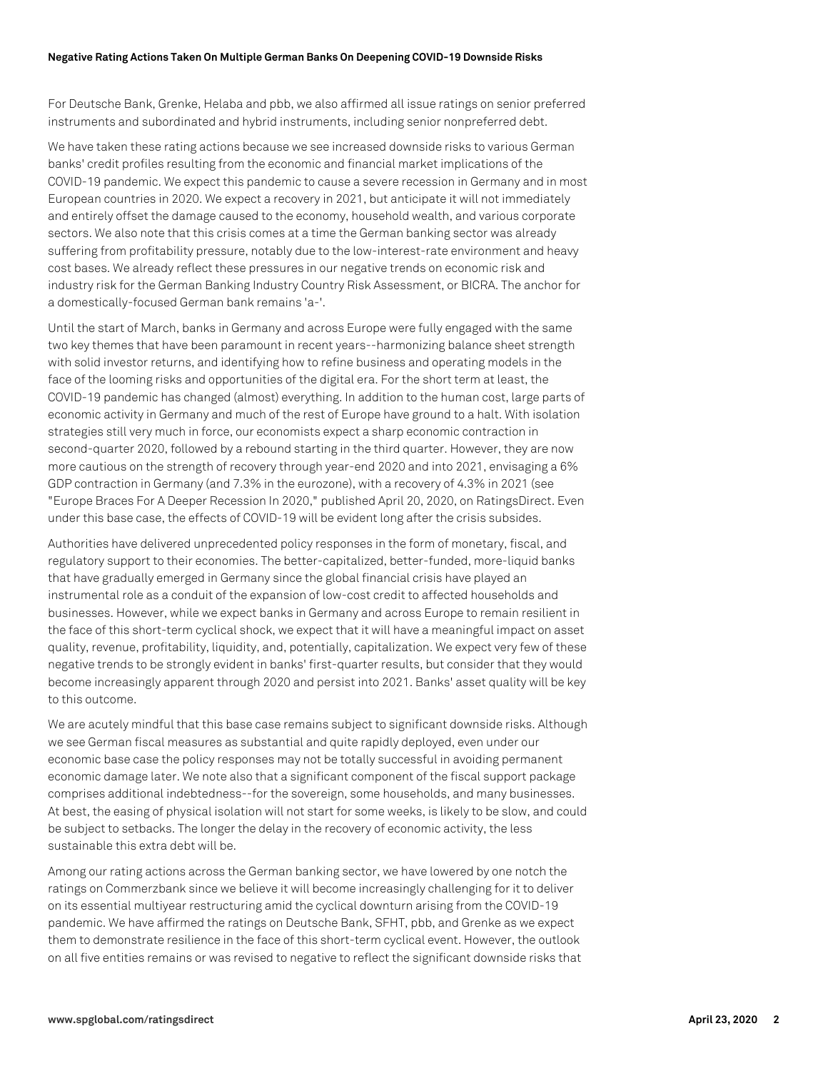For Deutsche Bank, Grenke, Helaba and pbb, we also affirmed all issue ratings on senior preferred instruments and subordinated and hybrid instruments, including senior nonpreferred debt.

We have taken these rating actions because we see increased downside risks to various German banks' credit profiles resulting from the economic and financial market implications of the COVID-19 pandemic. We expect this pandemic to cause a severe recession in Germany and in most European countries in 2020. We expect a recovery in 2021, but anticipate it will not immediately and entirely offset the damage caused to the economy, household wealth, and various corporate sectors. We also note that this crisis comes at a time the German banking sector was already suffering from profitability pressure, notably due to the low-interest-rate environment and heavy cost bases. We already reflect these pressures in our negative trends on economic risk and industry risk for the German Banking Industry Country Risk Assessment, or BICRA. The anchor for a domestically-focused German bank remains 'a-'.

Until the start of March, banks in Germany and across Europe were fully engaged with the same two key themes that have been paramount in recent years--harmonizing balance sheet strength with solid investor returns, and identifying how to refine business and operating models in the face of the looming risks and opportunities of the digital era. For the short term at least, the COVID-19 pandemic has changed (almost) everything. In addition to the human cost, large parts of economic activity in Germany and much of the rest of Europe have ground to a halt. With isolation strategies still very much in force, our economists expect a sharp economic contraction in second-quarter 2020, followed by a rebound starting in the third quarter. However, they are now more cautious on the strength of recovery through year-end 2020 and into 2021, envisaging a 6% GDP contraction in Germany (and 7.3% in the eurozone), with a recovery of 4.3% in 2021 (see "Europe Braces For A Deeper Recession In 2020," published April 20, 2020, on RatingsDirect. Even under this base case, the effects of COVID-19 will be evident long after the crisis subsides.

Authorities have delivered unprecedented policy responses in the form of monetary, fiscal, and regulatory support to their economies. The better-capitalized, better-funded, more-liquid banks that have gradually emerged in Germany since the global financial crisis have played an instrumental role as a conduit of the expansion of low-cost credit to affected households and businesses. However, while we expect banks in Germany and across Europe to remain resilient in the face of this short-term cyclical shock, we expect that it will have a meaningful impact on asset quality, revenue, profitability, liquidity, and, potentially, capitalization. We expect very few of these negative trends to be strongly evident in banks' first-quarter results, but consider that they would become increasingly apparent through 2020 and persist into 2021. Banks' asset quality will be key to this outcome.

We are acutely mindful that this base case remains subject to significant downside risks. Although we see German fiscal measures as substantial and quite rapidly deployed, even under our economic base case the policy responses may not be totally successful in avoiding permanent economic damage later. We note also that a significant component of the fiscal support package comprises additional indebtedness--for the sovereign, some households, and many businesses. At best, the easing of physical isolation will not start for some weeks, is likely to be slow, and could be subject to setbacks. The longer the delay in the recovery of economic activity, the less sustainable this extra debt will be.

Among our rating actions across the German banking sector, we have lowered by one notch the ratings on Commerzbank since we believe it will become increasingly challenging for it to deliver on its essential multiyear restructuring amid the cyclical downturn arising from the COVID-19 pandemic. We have affirmed the ratings on Deutsche Bank, SFHT, pbb, and Grenke as we expect them to demonstrate resilience in the face of this short-term cyclical event. However, the outlook on all five entities remains or was revised to negative to reflect the significant downside risks that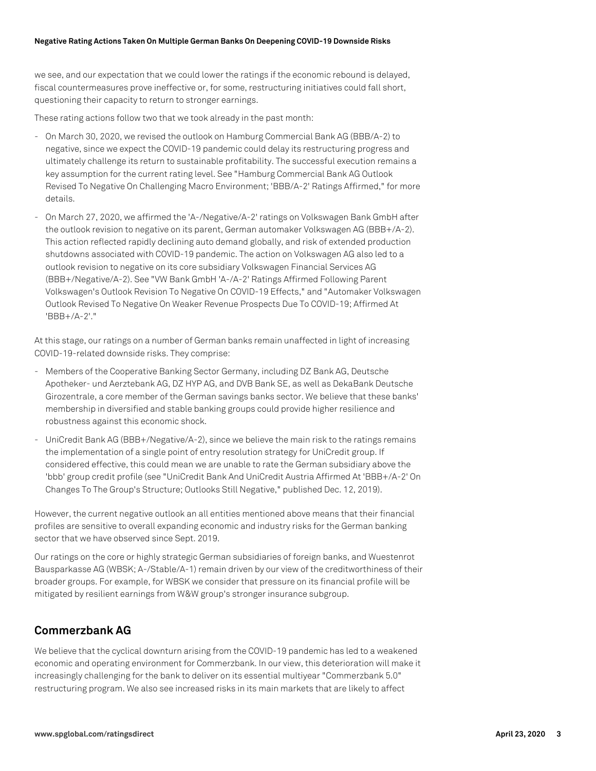we see, and our expectation that we could lower the ratings if the economic rebound is delayed, fiscal countermeasures prove ineffective or, for some, restructuring initiatives could fall short, questioning their capacity to return to stronger earnings.

These rating actions follow two that we took already in the past month:

- On March 30, 2020, we revised the outlook on Hamburg Commercial Bank AG (BBB/A-2) to negative, since we expect the COVID-19 pandemic could delay its restructuring progress and ultimately challenge its return to sustainable profitability. The successful execution remains a key assumption for the current rating level. See "Hamburg Commercial Bank AG Outlook Revised To Negative On Challenging Macro Environment; 'BBB/A-2' Ratings Affirmed," for more details.
- On March 27, 2020, we affirmed the 'A-/Negative/A-2' ratings on Volkswagen Bank GmbH after the outlook revision to negative on its parent, German automaker Volkswagen AG (BBB+/A-2). This action reflected rapidly declining auto demand globally, and risk of extended production shutdowns associated with COVID-19 pandemic. The action on Volkswagen AG also led to a outlook revision to negative on its core subsidiary Volkswagen Financial Services AG (BBB+/Negative/A-2). See "VW Bank GmbH 'A-/A-2' Ratings Affirmed Following Parent Volkswagen's Outlook Revision To Negative On COVID-19 Effects," and "Automaker Volkswagen Outlook Revised To Negative On Weaker Revenue Prospects Due To COVID-19; Affirmed At 'BBB+/A-2'."

At this stage, our ratings on a number of German banks remain unaffected in light of increasing COVID-19-related downside risks. They comprise:

- Members of the Cooperative Banking Sector Germany, including DZ Bank AG, Deutsche Apotheker- und Aerztebank AG, DZ HYP AG, and DVB Bank SE, as well as DekaBank Deutsche Girozentrale, a core member of the German savings banks sector. We believe that these banks' membership in diversified and stable banking groups could provide higher resilience and robustness against this economic shock.
- UniCredit Bank AG (BBB+/Negative/A-2), since we believe the main risk to the ratings remains the implementation of a single point of entry resolution strategy for UniCredit group. If considered effective, this could mean we are unable to rate the German subsidiary above the 'bbb' group credit profile (see "UniCredit Bank And UniCredit Austria Affirmed At 'BBB+/A-2' On Changes To The Group's Structure; Outlooks Still Negative," published Dec. 12, 2019).

However, the current negative outlook an all entities mentioned above means that their financial profiles are sensitive to overall expanding economic and industry risks for the German banking sector that we have observed since Sept. 2019.

Our ratings on the core or highly strategic German subsidiaries of foreign banks, and Wuestenrot Bausparkasse AG (WBSK; A-/Stable/A-1) remain driven by our view of the creditworthiness of their broader groups. For example, for WBSK we consider that pressure on its financial profile will be mitigated by resilient earnings from W&W group's stronger insurance subgroup.

## Commerzbank AG

We believe that the cyclical downturn arising from the COVID-19 pandemic has led to a weakened economic and operating environment for Commerzbank. In our view, this deterioration will make it increasingly challenging for the bank to deliver on its essential multiyear "Commerzbank 5.0" restructuring program. We also see increased risks in its main markets that are likely to affect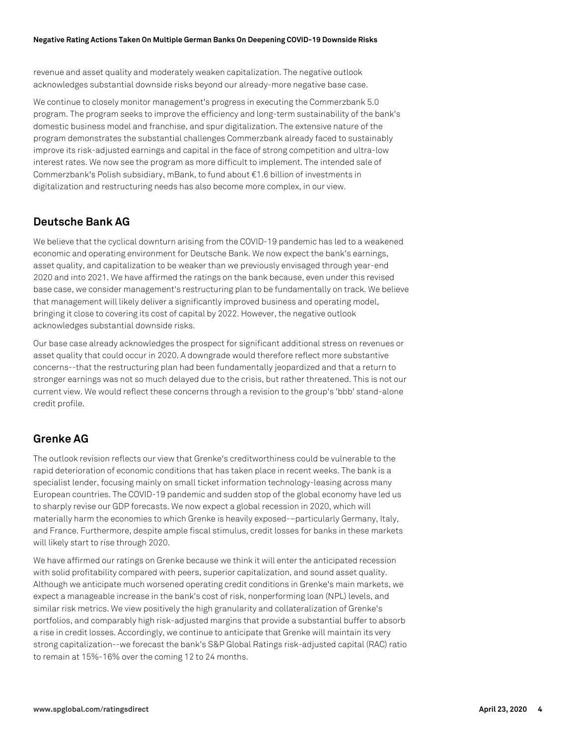revenue and asset quality and moderately weaken capitalization. The negative outlook acknowledges substantial downside risks beyond our already-more negative base case.

We continue to closely monitor management's progress in executing the Commerzbank 5.0 program. The program seeks to improve the efficiency and long-term sustainability of the bank's domestic business model and franchise, and spur digitalization. The extensive nature of the program demonstrates the substantial challenges Commerzbank already faced to sustainably improve its risk-adjusted earnings and capital in the face of strong competition and ultra-low interest rates. We now see the program as more difficult to implement. The intended sale of Commerzbank's Polish subsidiary, mBank, to fund about €1.6 billion of investments in digitalization and restructuring needs has also become more complex, in our view.

## Deutsche Bank AG

We believe that the cyclical downturn arising from the COVID-19 pandemic has led to a weakened economic and operating environment for Deutsche Bank. We now expect the bank's earnings, asset quality, and capitalization to be weaker than we previously envisaged through year-end 2020 and into 2021. We have affirmed the ratings on the bank because, even under this revised base case, we consider management's restructuring plan to be fundamentally on track. We believe that management will likely deliver a significantly improved business and operating model, bringing it close to covering its cost of capital by 2022. However, the negative outlook acknowledges substantial downside risks.

Our base case already acknowledges the prospect for significant additional stress on revenues or asset quality that could occur in 2020. A downgrade would therefore reflect more substantive concerns--that the restructuring plan had been fundamentally jeopardized and that a return to stronger earnings was not so much delayed due to the crisis, but rather threatened. This is not our current view. We would reflect these concerns through a revision to the group's 'bbb' stand-alone credit profile.

## Grenke AG

The outlook revision reflects our view that Grenke's creditworthiness could be vulnerable to the rapid deterioration of economic conditions that has taken place in recent weeks. The bank is a specialist lender, focusing mainly on small ticket information technology-leasing across many European countries. The COVID-19 pandemic and sudden stop of the global economy have led us to sharply revise our GDP forecasts. We now expect a global recession in 2020, which will materially harm the economies to which Grenke is heavily exposed––particularly Germany, Italy, and France. Furthermore, despite ample fiscal stimulus, credit losses for banks in these markets will likely start to rise through 2020.

We have affirmed our ratings on Grenke because we think it will enter the anticipated recession with solid profitability compared with peers, superior capitalization, and sound asset quality. Although we anticipate much worsened operating credit conditions in Grenke's main markets, we expect a manageable increase in the bank's cost of risk, nonperforming loan (NPL) levels, and similar risk metrics. We view positively the high granularity and collateralization of Grenke's portfolios, and comparably high risk-adjusted margins that provide a substantial buffer to absorb a rise in credit losses. Accordingly, we continue to anticipate that Grenke will maintain its very strong capitalization--we forecast the bank's S&P Global Ratings risk-adjusted capital (RAC) ratio to remain at 15%-16% over the coming 12 to 24 months.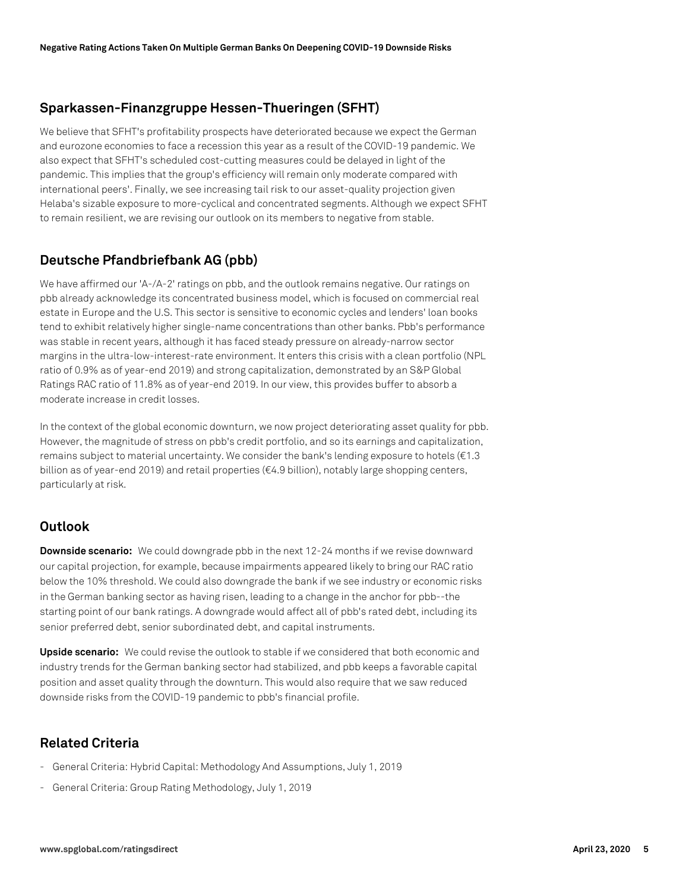## Sparkassen-Finanzgruppe Hessen-Thueringen (SFHT)

We believe that SFHT's profitability prospects have deteriorated because we expect the German and eurozone economies to face a recession this year as a result of the COVID-19 pandemic. We also expect that SFHT's scheduled cost-cutting measures could be delayed in light of the pandemic. This implies that the group's efficiency will remain only moderate compared with international peers'. Finally, we see increasing tail risk to our asset-quality projection given Helaba's sizable exposure to more-cyclical and concentrated segments. Although we expect SFHT to remain resilient, we are revising our outlook on its members to negative from stable.

## Deutsche Pfandbriefbank AG (pbb)

We have affirmed our 'A-/A-2' ratings on pbb, and the outlook remains negative. Our ratings on pbb already acknowledge its concentrated business model, which is focused on commercial real estate in Europe and the U.S. This sector is sensitive to economic cycles and lenders' loan books tend to exhibit relatively higher single-name concentrations than other banks. Pbb's performance was stable in recent years, although it has faced steady pressure on already-narrow sector margins in the ultra-low-interest-rate environment. It enters this crisis with a clean portfolio (NPL ratio of 0.9% as of year-end 2019) and strong capitalization, demonstrated by an S&P Global Ratings RAC ratio of 11.8% as of year-end 2019. In our view, this provides buffer to absorb a moderate increase in credit losses.

In the context of the global economic downturn, we now project deteriorating asset quality for pbb. However, the magnitude of stress on pbb's credit portfolio, and so its earnings and capitalization, remains subject to material uncertainty. We consider the bank's lending exposure to hotels (€1.3 billion as of year-end 2019) and retail properties (€4.9 billion), notably large shopping centers, particularly at risk.

## Outlook

**Downside scenario:** We could downgrade pbb in the next 12-24 months if we revise downward our capital projection, for example, because impairments appeared likely to bring our RAC ratio below the 10% threshold. We could also downgrade the bank if we see industry or economic risks in the German banking sector as having risen, leading to a change in the anchor for pbb--the starting point of our bank ratings. A downgrade would affect all of pbb's rated debt, including its senior preferred debt, senior subordinated debt, and capital instruments.

**Upside scenario:** We could revise the outlook to stable if we considered that both economic and industry trends for the German banking sector had stabilized, and pbb keeps a favorable capital position and asset quality through the downturn. This would also require that we saw reduced downside risks from the COVID-19 pandemic to pbb's financial profile.

## Related Criteria

- General Criteria: Hybrid Capital: Methodology And Assumptions, July 1, 2019
- General Criteria: Group Rating Methodology, July 1, 2019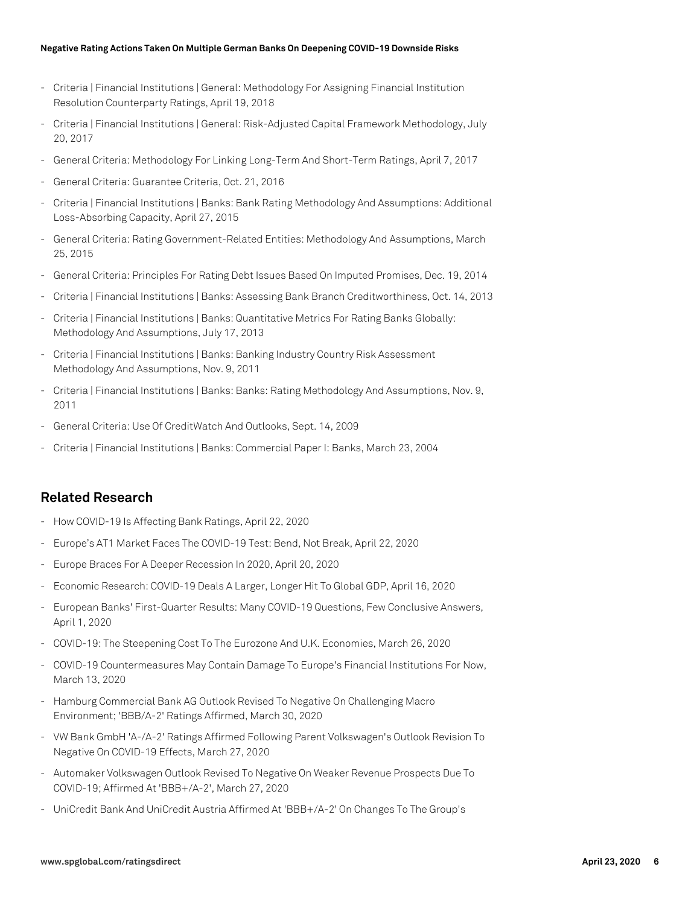- Criteria | Financial Institutions | General: Methodology For Assigning Financial Institution Resolution Counterparty Ratings, April 19, 2018
- Criteria | Financial Institutions | General: Risk-Adjusted Capital Framework Methodology, July 20, 2017
- General Criteria: Methodology For Linking Long-Term And Short-Term Ratings, April 7, 2017
- General Criteria: Guarantee Criteria, Oct. 21, 2016
- Criteria | Financial Institutions | Banks: Bank Rating Methodology And Assumptions: Additional Loss-Absorbing Capacity, April 27, 2015
- General Criteria: Rating Government-Related Entities: Methodology And Assumptions, March 25, 2015
- General Criteria: Principles For Rating Debt Issues Based On Imputed Promises, Dec. 19, 2014
- Criteria | Financial Institutions | Banks: Assessing Bank Branch Creditworthiness, Oct. 14, 2013
- Criteria | Financial Institutions | Banks: Quantitative Metrics For Rating Banks Globally: Methodology And Assumptions, July 17, 2013
- Criteria | Financial Institutions | Banks: Banking Industry Country Risk Assessment Methodology And Assumptions, Nov. 9, 2011
- Criteria | Financial Institutions | Banks: Banks: Rating Methodology And Assumptions, Nov. 9, 2011
- General Criteria: Use Of CreditWatch And Outlooks, Sept. 14, 2009
- Criteria | Financial Institutions | Banks: Commercial Paper I: Banks, March 23, 2004

## Related Research

- How COVID-19 Is Affecting Bank Ratings, April 22, 2020
- Europe's AT1 Market Faces The COVID-19 Test: Bend, Not Break, April 22, 2020
- Europe Braces For A Deeper Recession In 2020, April 20, 2020
- Economic Research: COVID-19 Deals A Larger, Longer Hit To Global GDP, April 16, 2020
- European Banks' First-Quarter Results: Many COVID-19 Questions, Few Conclusive Answers, April 1, 2020
- COVID-19: The Steepening Cost To The Eurozone And U.K. Economies, March 26, 2020
- COVID-19 Countermeasures May Contain Damage To Europe's Financial Institutions For Now, March 13, 2020
- Hamburg Commercial Bank AG Outlook Revised To Negative On Challenging Macro Environment; 'BBB/A-2' Ratings Affirmed, March 30, 2020
- VW Bank GmbH 'A-/A-2' Ratings Affirmed Following Parent Volkswagen's Outlook Revision To Negative On COVID-19 Effects, March 27, 2020
- Automaker Volkswagen Outlook Revised To Negative On Weaker Revenue Prospects Due To COVID-19; Affirmed At 'BBB+/A-2', March 27, 2020
- UniCredit Bank And UniCredit Austria Affirmed At 'BBB+/A-2' On Changes To The Group's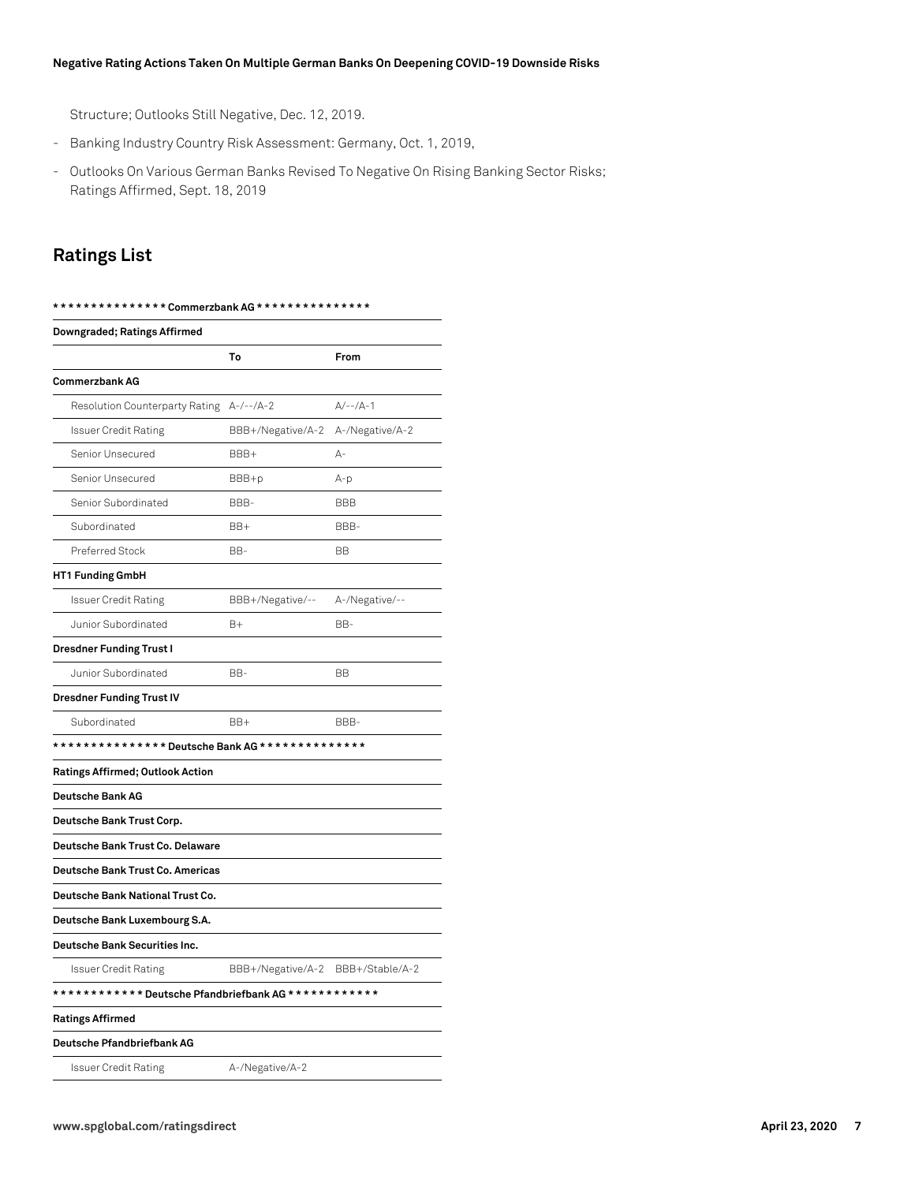Structure; Outlooks Still Negative, Dec. 12, 2019.

- Banking Industry Country Risk Assessment: Germany, Oct. 1, 2019,
- Outlooks On Various German Banks Revised To Negative On Rising Banking Sector Risks; Ratings Affirmed, Sept. 18, 2019

## Ratings List

| *************** Commerzbank AG *************** | | |
|---|---|---|
| **Downgraded; Ratings Affirmed** | | |
| | **To** | **From** |
| **Commerzbank AG** | | |
| Resolution Counterparty Rating | A-/--/A-2 | A/--/A-1 |
| Issuer Credit Rating | BBB+/Negative/A-2 | A-/Negative/A-2 |
| Senior Unsecured | BBB+ | A- |
| Senior Unsecured | BBB+p | A-p |
| Senior Subordinated | BBB- | BBB |
| Subordinated | BB+ | BBB- |
| Preferred Stock | BB- | BB |
| **HT1 Funding GmbH** | | |
| Issuer Credit Rating | BBB+/Negative/-- | A-/Negative/-- |
| Junior Subordinated | B+ | BB- |
| **Dresdner Funding Trust I** | | |
| Junior Subordinated | BB- | BB |
| **Dresdner Funding Trust IV** | | |
| Subordinated | BB+ | BBB- |
| *************** Deutsche Bank AG ************** | | |
| **Ratings Affirmed; Outlook Action** | | |
| **Deutsche Bank AG** | | |
| **Deutsche Bank Trust Corp.** | | |
| **Deutsche Bank Trust Co. Delaware** | | |
| **Deutsche Bank Trust Co. Americas** | | |
| **Deutsche Bank National Trust Co.** | | |
| **Deutsche Bank Luxembourg S.A.** | | |
| **Deutsche Bank Securities Inc.** | | |
| Issuer Credit Rating | BBB+/Negative/A-2 | BBB+/Stable/A-2 |
| ************ Deutsche Pfandbriefbank AG ************ | | |
| **Ratings Affirmed** | | |
| **Deutsche Pfandbriefbank AG** | | |
| Issuer Credit Rating | A-/Negative/A-2 | |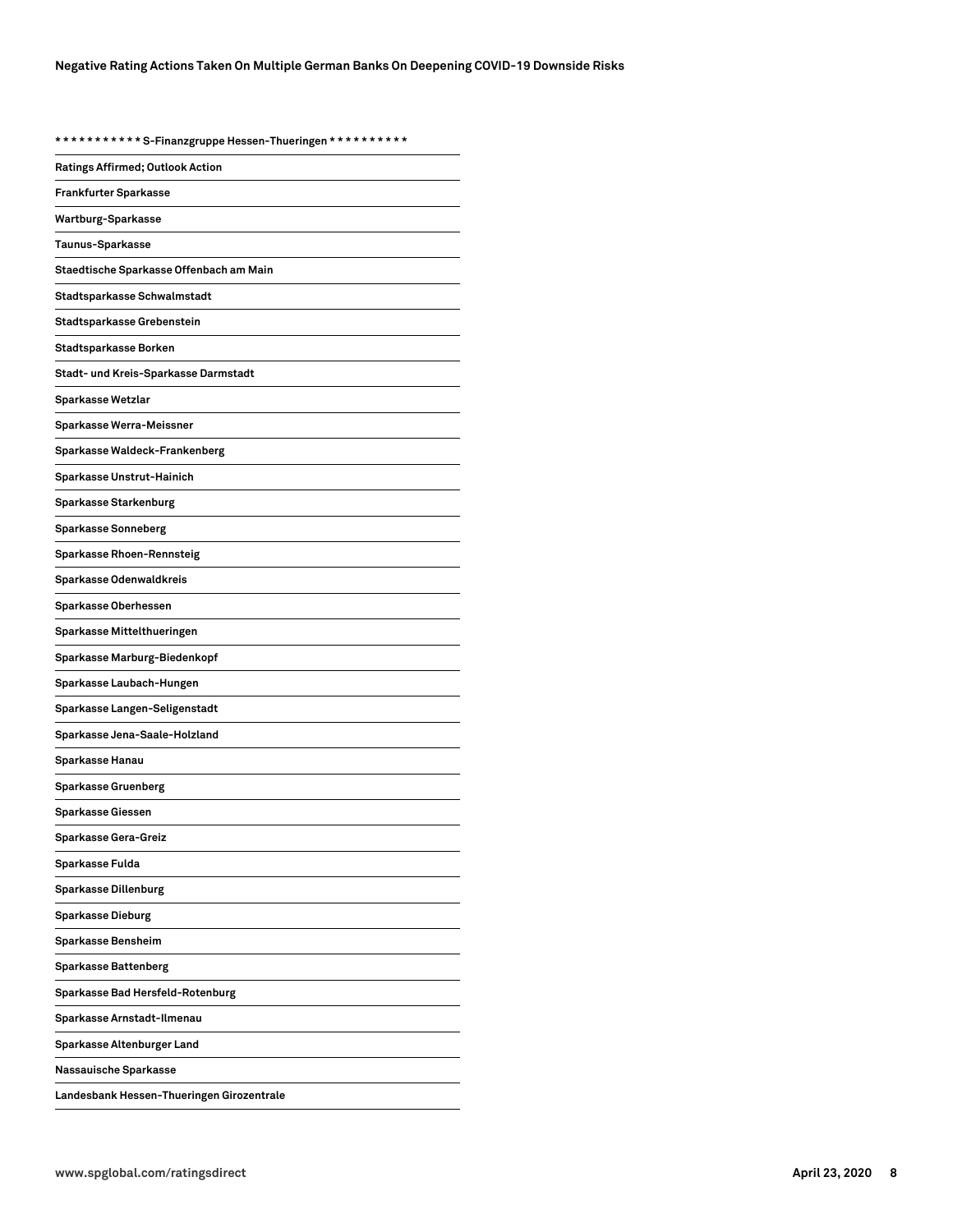| * * * * * * * * * * * S-Finanzgruppe Hessen-Thueringen * * * * * * * * * * |
|---|
| Ratings Affirmed; Outlook Action |
| Frankfurter Sparkasse |
| Wartburg-Sparkasse |
| Taunus-Sparkasse |
| Staedtische Sparkasse Offenbach am Main |
| Stadtsparkasse Schwalmstadt |
| Stadtsparkasse Grebenstein |
| Stadtsparkasse Borken |
| Stadt- und Kreis-Sparkasse Darmstadt |
| Sparkasse Wetzlar |
| Sparkasse Werra-Meissner |
| Sparkasse Waldeck-Frankenberg |
| Sparkasse Unstrut-Hainich |
| Sparkasse Starkenburg |
| Sparkasse Sonneberg |
| Sparkasse Rhoen-Rennsteig |
| Sparkasse Odenwaldkreis |
| Sparkasse Oberhessen |
| Sparkasse Mittelthueringen |
| Sparkasse Marburg-Biedenkopf |
| Sparkasse Laubach-Hungen |
| Sparkasse Langen-Seligenstadt |
| Sparkasse Jena-Saale-Holzland |
| Sparkasse Hanau |
| Sparkasse Gruenberg |
| Sparkasse Giessen |
| Sparkasse Gera-Greiz |
| Sparkasse Fulda |
| Sparkasse Dillenburg |
| Sparkasse Dieburg |
| Sparkasse Bensheim |
| Sparkasse Battenberg |
| Sparkasse Bad Hersfeld-Rotenburg |
| Sparkasse Arnstadt-Ilmenau |
| Sparkasse Altenburger Land |
| Nassauische Sparkasse |
| Landesbank Hessen-Thueringen Girozentrale |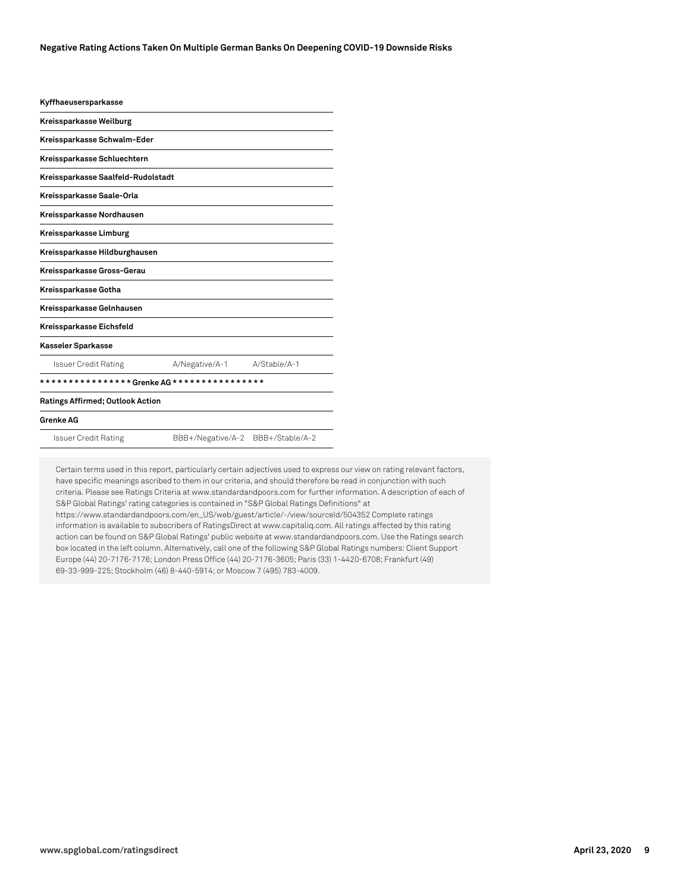| | | |
|---|---|---|
| **Kyffhaeusersparkasse** | | |
| **Kreissparkasse Weilburg** | | |
| **Kreissparkasse Schwalm-Eder** | | |
| **Kreissparkasse Schluechtern** | | |
| **Kreissparkasse Saalfeld-Rudolstadt** | | |
| **Kreissparkasse Saale-Orla** | | |
| **Kreissparkasse Nordhausen** | | |
| **Kreissparkasse Limburg** | | |
| **Kreissparkasse Hildburghausen** | | |
| **Kreissparkasse Gross-Gerau** | | |
| **Kreissparkasse Gotha** | | |
| **Kreissparkasse Gelnhausen** | | |
| **Kreissparkasse Eichsfeld** | | |
| **Kasseler Sparkasse** | | |
| Issuer Credit Rating | A/Negative/A-1 | A/Stable/A-1 |
| **\* \* \* \* \* \* \* \* \* \* \* \* \* \* \* \* Grenke AG \* \* \* \* \* \* \* \* \* \* \* \* \* \* \* \*** | | |
| **Ratings Affirmed; Outlook Action** | | |
| **Grenke AG** | | |
| Issuer Credit Rating | BBB+/Negative/A-2 | BBB+/Stable/A-2 |

Certain terms used in this report, particularly certain adjectives used to express our view on rating relevant factors, have specific meanings ascribed to them in our criteria, and should therefore be read in conjunction with such criteria. Please see Ratings Criteria at www.standardandpoors.com for further information. A description of each of S&P Global Ratings' rating categories is contained in "S&P Global Ratings Definitions" at https://www.standardandpoors.com/en_US/web/guest/article/-/view/sourceId/504352 Complete ratings information is available to subscribers of RatingsDirect at www.capitaliq.com. All ratings affected by this rating action can be found on S&P Global Ratings' public website at www.standardandpoors.com. Use the Ratings search box located in the left column. Alternatively, call one of the following S&P Global Ratings numbers: Client Support Europe (44) 20-7176-7176; London Press Office (44) 20-7176-3605; Paris (33) 1-4420-6708; Frankfurt (49) 69-33-999-225; Stockholm (46) 8-440-5914; or Moscow 7 (495) 783-4009.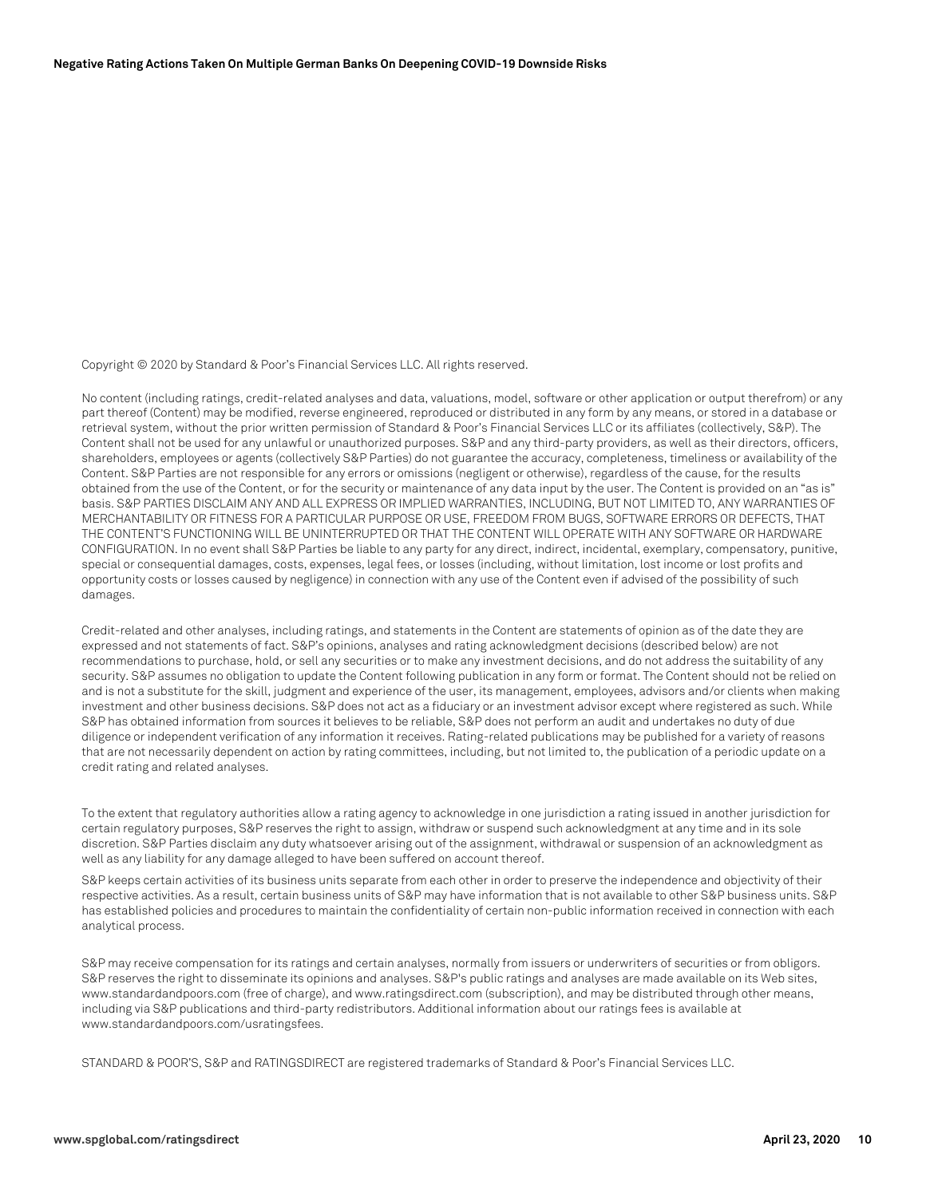Copyright © 2020 by Standard & Poor's Financial Services LLC. All rights reserved.

No content (including ratings, credit-related analyses and data, valuations, model, software or other application or output therefrom) or any part thereof (Content) may be modified, reverse engineered, reproduced or distributed in any form by any means, or stored in a database or retrieval system, without the prior written permission of Standard & Poor's Financial Services LLC or its affiliates (collectively, S&P). The Content shall not be used for any unlawful or unauthorized purposes. S&P and any third-party providers, as well as their directors, officers, shareholders, employees or agents (collectively S&P Parties) do not guarantee the accuracy, completeness, timeliness or availability of the Content. S&P Parties are not responsible for any errors or omissions (negligent or otherwise), regardless of the cause, for the results obtained from the use of the Content, or for the security or maintenance of any data input by the user. The Content is provided on an "as is" basis. S&P PARTIES DISCLAIM ANY AND ALL EXPRESS OR IMPLIED WARRANTIES, INCLUDING, BUT NOT LIMITED TO, ANY WARRANTIES OF MERCHANTABILITY OR FITNESS FOR A PARTICULAR PURPOSE OR USE, FREEDOM FROM BUGS, SOFTWARE ERRORS OR DEFECTS, THAT THE CONTENT'S FUNCTIONING WILL BE UNINTERRUPTED OR THAT THE CONTENT WILL OPERATE WITH ANY SOFTWARE OR HARDWARE CONFIGURATION. In no event shall S&P Parties be liable to any party for any direct, indirect, incidental, exemplary, compensatory, punitive, special or consequential damages, costs, expenses, legal fees, or losses (including, without limitation, lost income or lost profits and opportunity costs or losses caused by negligence) in connection with any use of the Content even if advised of the possibility of such damages.

Credit-related and other analyses, including ratings, and statements in the Content are statements of opinion as of the date they are expressed and not statements of fact. S&P's opinions, analyses and rating acknowledgment decisions (described below) are not recommendations to purchase, hold, or sell any securities or to make any investment decisions, and do not address the suitability of any security. S&P assumes no obligation to update the Content following publication in any form or format. The Content should not be relied on and is not a substitute for the skill, judgment and experience of the user, its management, employees, advisors and/or clients when making investment and other business decisions. S&P does not act as a fiduciary or an investment advisor except where registered as such. While S&P has obtained information from sources it believes to be reliable, S&P does not perform an audit and undertakes no duty of due diligence or independent verification of any information it receives. Rating-related publications may be published for a variety of reasons that are not necessarily dependent on action by rating committees, including, but not limited to, the publication of a periodic update on a credit rating and related analyses.

To the extent that regulatory authorities allow a rating agency to acknowledge in one jurisdiction a rating issued in another jurisdiction for certain regulatory purposes, S&P reserves the right to assign, withdraw or suspend such acknowledgment at any time and in its sole discretion. S&P Parties disclaim any duty whatsoever arising out of the assignment, withdrawal or suspension of an acknowledgment as well as any liability for any damage alleged to have been suffered on account thereof.

S&P keeps certain activities of its business units separate from each other in order to preserve the independence and objectivity of their respective activities. As a result, certain business units of S&P may have information that is not available to other S&P business units. S&P has established policies and procedures to maintain the confidentiality of certain non-public information received in connection with each analytical process.

S&P may receive compensation for its ratings and certain analyses, normally from issuers or underwriters of securities or from obligors. S&P reserves the right to disseminate its opinions and analyses. S&P's public ratings and analyses are made available on its Web sites, www.standardandpoors.com (free of charge), and www.ratingsdirect.com (subscription), and may be distributed through other means, including via S&P publications and third-party redistributors. Additional information about our ratings fees is available at www.standardandpoors.com/usratingsfees.

STANDARD & POOR'S, S&P and RATINGSDIRECT are registered trademarks of Standard & Poor's Financial Services LLC.